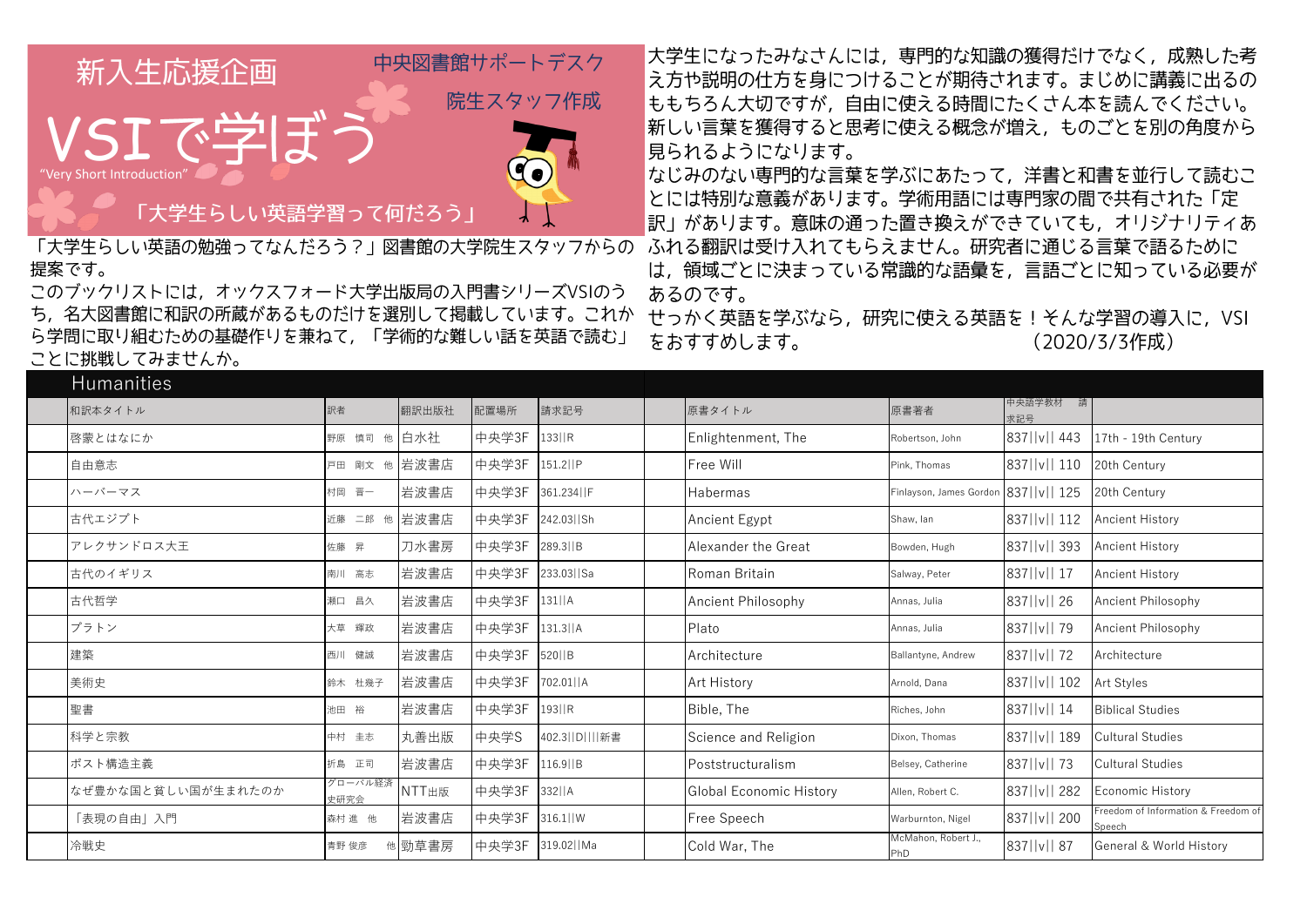# 新入生応援企画

中央図書館サポートデスク

院生スタッフ作成

# VSIで学ぼう

"Very Short Introduction"

## 「大学生らしい英語学習って何だろう」

「大学生らしい英語の勉強ってなんだろう？」図書館の大学院生スタッフからの提案です。

このブックリストには，オックスフォード大学出版局の入門書シリーズVSIのうち，名大図書館に和訳の所蔵があるものだけを選別して掲載しています。これから学問に取り組むための基礎作りを兼ねて，「学術的な難しい話を英語で読む」ことに挑戦してみませんか。

大学生になったみなさんには，専門的な知識の獲得だけでなく，成熟した考え方や説明の仕方を身につけることが期待されます。まじめに講義に出るのももちろん大切ですが，自由に使える時間にたくさん本を読んでください。新しい言葉を獲得すると思考に使える概念が増え，ものごとを別の角度から見られるようになります。

なじみのない専門的な言葉を学ぶにあたって，洋書と和書を並行して読むことには特別な意義があります。学術用語には専門家の間で共有された「定訳」があります。意味の通った置き換えができていても，オリジナリティあふれる翻訳は受け入れてもらえません。研究者に通じる言葉で語るためには，領域ごとに決まっている常識的な語彙を，言語ごとに知っている必要があるのです。

せっかく英語を学ぶなら，研究に使える英語を！そんな学習の導入に，VSIをおすすめします。　（2020/3/3作成）

## Humanities

| 和訳本タイトル | 訳者 | 翻訳出版社 | 配置場所 | 請求記号 | 原書タイトル | 原書著者 | 中央語学教材　請求記号 | |
|---|---|---|---|---|---|---|---|---|
| 啓蒙とはなにか | 野原　慎司　他 | 白水社 | 中央学3F | 133\|\|R | Enlightenment, The | Robertson, John | 837\|\|v\|\| 443 | 17th - 19th Century |
| 自由意志 | 戸田　剛文　他 | 岩波書店 | 中央学3F | 151.2\|\|P | Free Will | Pink, Thomas | 837\|\|v\|\| 110 | 20th Century |
| ハーバーマス | 村岡　晋一 | 岩波書店 | 中央学3F | 361.234\|\|F | Habermas | Finlayson, James Gordon | 837\|\|v\|\| 125 | 20th Century |
| 古代エジプト | 近藤　二郎　他 | 岩波書店 | 中央学3F | 242.03\|\|Sh | Ancient Egypt | Shaw, Ian | 837\|\|v\|\| 112 | Ancient History |
| アレクサンドロス大王 | 佐藤　昇 | 刀水書房 | 中央学3F | 289.3\|\|B | Alexander the Great | Bowden, Hugh | 837\|\|v\|\| 393 | Ancient History |
| 古代のイギリス | 南川　高志 | 岩波書店 | 中央学3F | 233.03\|\|Sa | Roman Britain | Salway, Peter | 837\|\|v\|\| 17 | Ancient History |
| 古代哲学 | 瀬口　昌久 | 岩波書店 | 中央学3F | 131\|\|A | Ancient Philosophy | Annas, Julia | 837\|\|v\|\| 26 | Ancient Philosophy |
| プラトン | 大草　輝政 | 岩波書店 | 中央学3F | 131.3\|\|A | Plato | Annas, Julia | 837\|\|v\|\| 79 | Ancient Philosophy |
| 建築 | 西川　健誠 | 岩波書店 | 中央学3F | 520\|\|B | Architecture | Ballantyne, Andrew | 837\|\|v\|\| 72 | Architecture |
| 美術史 | 鈴木　杜幾子 | 岩波書店 | 中央学3F | 702.01\|\|A | Art History | Arnold, Dana | 837\|\|v\|\| 102 | Art Styles |
| 聖書 | 池田　裕 | 岩波書店 | 中央学3F | 193\|\|R | Bible, The | Riches, John | 837\|\|v\|\| 14 | Biblical Studies |
| 科学と宗教 | 中村　圭志 | 丸善出版 | 中央学S | 402.3\|\|D\|\|\|新書 | Science and Religion | Dixon, Thomas | 837\|\|v\|\| 189 | Cultural Studies |
| ポスト構造主義 | 折島　正司 | 岩波書店 | 中央学3F | 116.9\|\|B | Poststructuralism | Belsey, Catherine | 837\|\|v\|\| 73 | Cultural Studies |
| なぜ豊かな国と貧しい国が生まれたのか | グローバル経済史研究会 | NTT出版 | 中央学3F | 332\|\|A | Global Economic History | Allen, Robert C. | 837\|\|v\|\| 282 | Economic History |
| 「表現の自由」入門 | 森村 進　他 | 岩波書店 | 中央学3F | 316.1\|\|W | Free Speech | Warburnton, Nigel | 837\|\|v\|\| 200 | Freedom of Information & Freedom of Speech |
| 冷戦史 | 青野 俊彦　他 | 勁草書房 | 中央学3F | 319.02\|\|Ma | Cold War, The | McMahon, Robert J., PhD | 837\|\|v\|\| 87 | General & World History |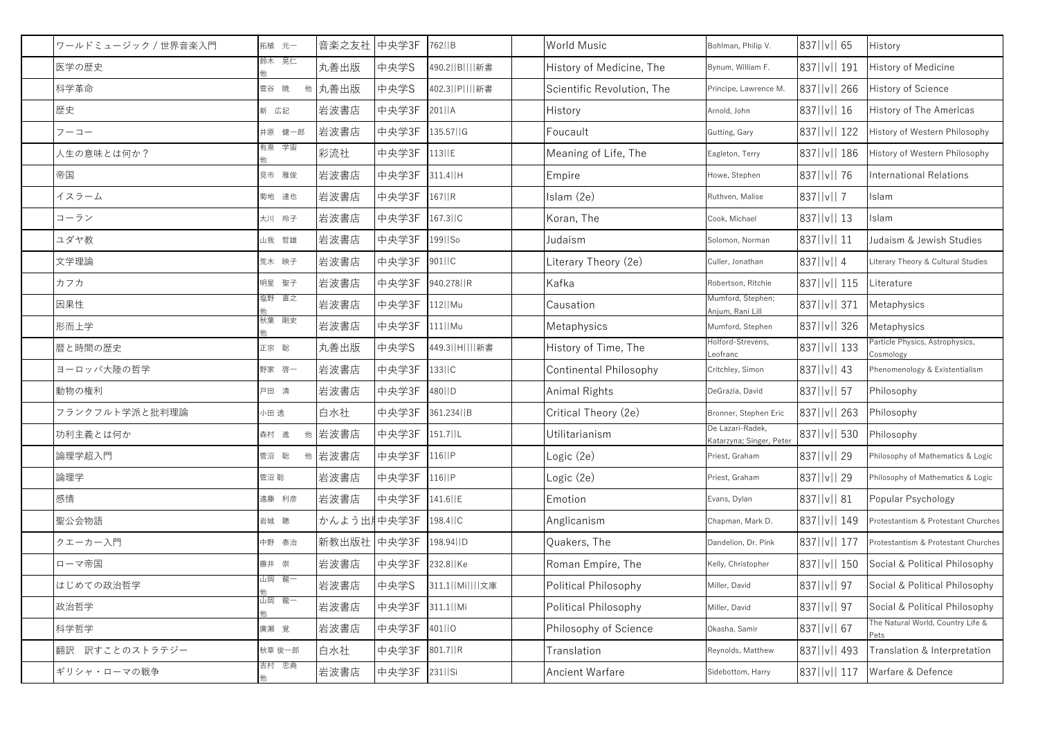| | ワールドミュージック / 世界音楽入門 | 柘植 元一 | 音楽之友社 | 中央学3F | 762‖B | | World Music | Bohlman, Philip V. | 837‖v‖ 65 | History |
|---|---|---|---|---|---|---|---|---|---|---|
| | 医学の歴史 | 鈴木 晃仁 他 | 丸善出版 | 中央学S | 490.2‖B‖‖新書 | | History of Medicine, The | Bynum, William F. | 837‖v‖ 191 | History of Medicine |
| | 科学革命 | 菅谷 暁 他 | 丸善出版 | 中央学S | 402.3‖P‖‖新書 | | Scientific Revolution, The | Principe, Lawrence M. | 837‖v‖ 266 | History of Science |
| | 歴史 | 新 広記 | 岩波書店 | 中央学3F | 201‖A | | History | Arnold, John | 837‖v‖ 16 | History of The Americas |
| | フーコー | 井原 健一郎 | 岩波書店 | 中央学3F | 135.57‖G | | Foucault | Gutting, Gary | 837‖v‖ 122 | History of Western Philosophy |
| | 人生の意味とは何か？ | 有泉 学宙 他 | 彩流社 | 中央学3F | 113‖E | | Meaning of Life, The | Eagleton, Terry | 837‖v‖ 186 | History of Western Philosophy |
| | 帝国 | 見市 雅俊 | 岩波書店 | 中央学3F | 311.4‖H | | Empire | Howe, Stephen | 837‖v‖ 76 | International Relations |
| | イスラーム | 菊地 達也 | 岩波書店 | 中央学3F | 167‖R | | Islam (2e) | Ruthven, Malise | 837‖v‖ 7 | Islam |
| | コーラン | 大川 玲子 | 岩波書店 | 中央学3F | 167.3‖C | | Koran, The | Cook, Michael | 837‖v‖ 13 | Islam |
| | ユダヤ教 | 山我 哲雄 | 岩波書店 | 中央学3F | 199‖So | | Judaism | Solomon, Norman | 837‖v‖ 11 | Judaism & Jewish Studies |
| | 文学理論 | 荒木 映子 | 岩波書店 | 中央学3F | 901‖C | | Literary Theory (2e) | Culler, Jonathan | 837‖v‖ 4 | Literary Theory & Cultural Studies |
| | カフカ | 明星 聖子 | 岩波書店 | 中央学3F | 940.278‖R | | Kafka | Robertson, Ritchie | 837‖v‖ 115 | Literature |
| | 因果性 | 塩野 直之 他 | 岩波書店 | 中央学3F | 112‖Mu | | Causation | Mumford, Stephen; Anjum, Rani Lill | 837‖v‖ 371 | Metaphysics |
| | 形而上学 | 秋葉 剛史 他 | 岩波書店 | 中央学3F | 111‖Mu | | Metaphysics | Mumford, Stephen | 837‖v‖ 326 | Metaphysics |
| | 暦と時間の歴史 | 正宗 聡 | 丸善出版 | 中央学S | 449.3‖H‖‖新書 | | History of Time, The | Holford-Strevens, Leofranc | 837‖v‖ 133 | Particle Physics, Astrophysics, Cosmology |
| | ヨーロッパ大陸の哲学 | 野家 啓一 | 岩波書店 | 中央学3F | 133‖C | | Continental Philosophy | Critchley, Simon | 837‖v‖ 43 | Phenomenology & Existentialism |
| | 動物の権利 | 戸田 清 | 岩波書店 | 中央学3F | 480‖D | | Animal Rights | DeGrazia, David | 837‖v‖ 57 | Philosophy |
| | フランクフルト学派と批判理論 | 小田 透 | 白水社 | 中央学3F | 361.234‖B | | Critical Theory (2e) | Bronner, Stephen Eric | 837‖v‖ 263 | Philosophy |
| | 功利主義とは何か | 森村 進 他 | 岩波書店 | 中央学3F | 151.7‖L | | Utilitarianism | De Lazari-Radek, Katarzyna; Singer, Peter | 837‖v‖ 530 | Philosophy |
| | 論理学超入門 | 菅沼 聡 他 | 岩波書店 | 中央学3F | 116‖P | | Logic (2e) | Priest, Graham | 837‖v‖ 29 | Philosophy of Mathematics & Logic |
| | 論理学 | 菅沼 聡 | 岩波書店 | 中央学3F | 116‖P | | Logic (2e) | Priest, Graham | 837‖v‖ 29 | Philosophy of Mathematics & Logic |
| | 感情 | 遠藤 利彦 | 岩波書店 | 中央学3F | 141.6‖E | | Emotion | Evans, Dylan | 837‖v‖ 81 | Popular Psychology |
| | 聖公会物語 | 岩城 聰 | かんよう出版 | 中央学3F | 198.4‖C | | Anglicanism | Chapman, Mark D. | 837‖v‖ 149 | Protestantism & Protestant Churches |
| | クエーカー入門 | 中野 泰治 | 新教出版社 | 中央学3F | 198.94‖D | | Quakers, The | Dandelion, Dr. Pink | 837‖v‖ 177 | Protestantism & Protestant Churches |
| | ローマ帝国 | 藤井 崇 | 岩波書店 | 中央学3F | 232.8‖Ke | | Roman Empire, The | Kelly, Christopher | 837‖v‖ 150 | Social & Political Philosophy |
| | はじめての政治哲学 | 山岡 龍一 他 | 岩波書店 | 中央学S | 311.1‖Mi‖‖文庫 | | Political Philosophy | Miller, David | 837‖v‖ 97 | Social & Political Philosophy |
| | 政治哲学 | 山岡 龍一 他 | 岩波書店 | 中央学3F | 311.1‖Mi | | Political Philosophy | Miller, David | 837‖v‖ 97 | Social & Political Philosophy |
| | 科学哲学 | 廣瀬 覚 | 岩波書店 | 中央学3F | 401‖O | | Philosophy of Science | Okasha, Samir | 837‖v‖ 67 | The Natural World, Country Life & Pets |
| | 翻訳 訳すことのストラテジー | 秋草 俊一郎 | 白水社 | 中央学3F | 801.7‖R | | Translation | Reynolds, Matthew | 837‖v‖ 493 | Translation & Interpretation |
| | ギリシャ・ローマの戦争 | 吉村 忠典 他 | 岩波書店 | 中央学3F | 231‖Si | | Ancient Warfare | Sidebottom, Harry | 837‖v‖ 117 | Warfare & Defence |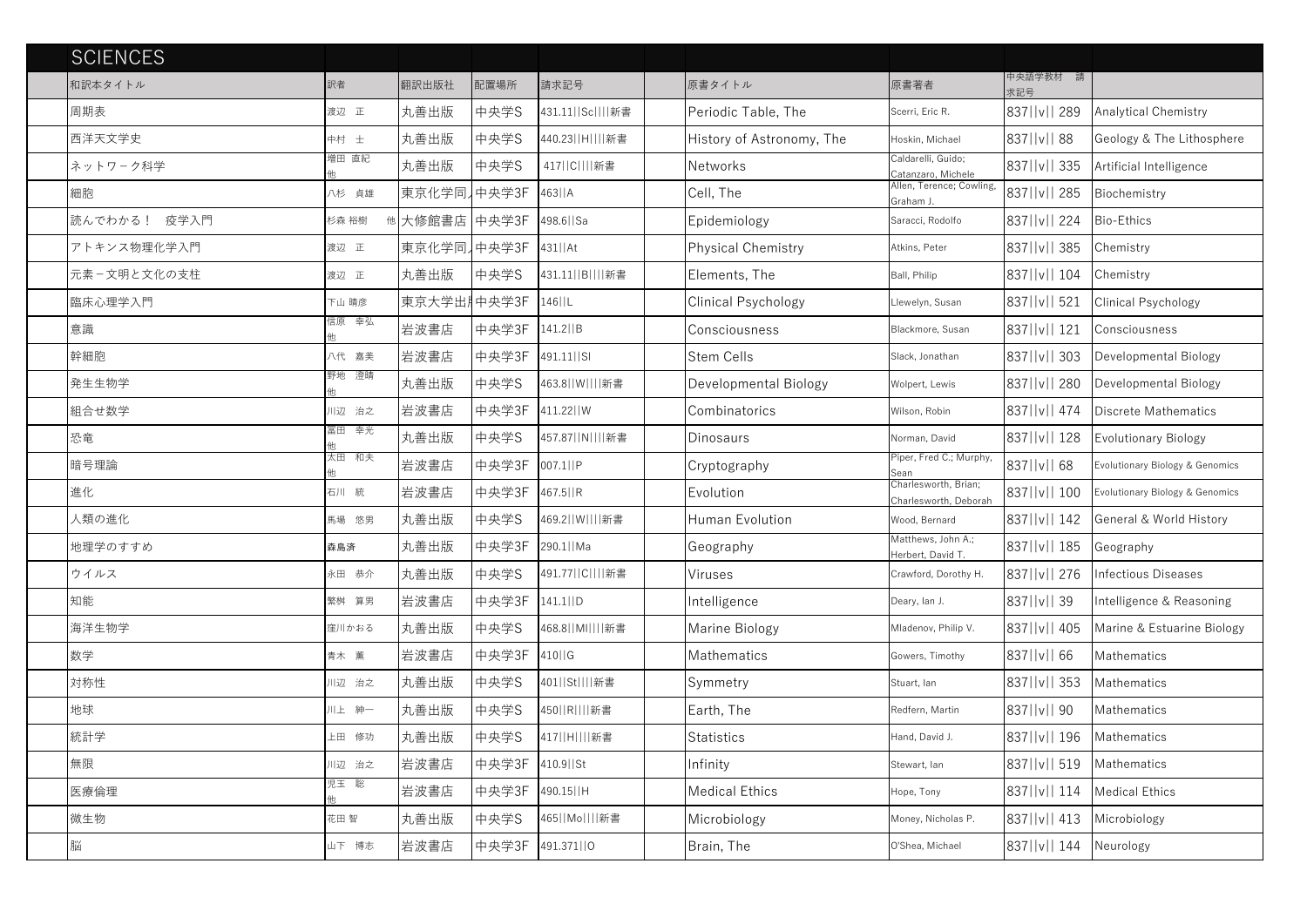## SCIENCES

| 和訳本タイトル | 訳者 | 翻訳出版社 | 配置場所 | 請求記号 | 原書タイトル | 原書著者 | 中央語学教材　請求記号 | |
|---|---|---|---|---|---|---|---|---|
| 周期表 | 渡辺　正 | 丸善出版 | 中央学S | 431.11\|\|Sc\|\|\|\|新書 | Periodic Table, The | Scerri, Eric R. | 837\|\|v\|\| 289 | Analytical Chemistry |
| 西洋天文学史 | 中村　士 | 丸善出版 | 中央学S | 440.23\|\|H\|\|\|\|新書 | History of Astronomy, The | Hoskin, Michael | 837\|\|v\|\| 88 | Geology & The Lithosphere |
| ネットワーク科学 | 増田 直紀 他 | 丸善出版 | 中央学S | 417\|\|C\|\|\|\|新書 | Networks | Caldarelli, Guido; Catanzaro, Michele | 837\|\|v\|\| 335 | Artificial Intelligence |
| 細胞 | 八杉　貞雄 | 東京化学同人 | 中央学3F | 463\|\|A | Cell, The | Allen, Terence; Cowling, Graham J. | 837\|\|v\|\| 285 | Biochemistry |
| 読んでわかる！　疫学入門 | 杉森 裕樹　他 | 大修館書店 | 中央学3F | 498.6\|\|Sa | Epidemiology | Saracci, Rodolfo | 837\|\|v\|\| 224 | Bio-Ethics |
| アトキンス物理化学入門 | 渡辺　正 | 東京化学同人 | 中央学3F | 431\|\|At | Physical Chemistry | Atkins, Peter | 837\|\|v\|\| 385 | Chemistry |
| 元素－文明と文化の支柱 | 渡辺　正 | 丸善出版 | 中央学S | 431.11\|\|B\|\|\|\|新書 | Elements, The | Ball, Philip | 837\|\|v\|\| 104 | Chemistry |
| 臨床心理学入門 | 下山 晴彦 | 東京大学出版会 | 中央学3F | 146\|\|L | Clinical Psychology | Llewelyn, Susan | 837\|\|v\|\| 521 | Clinical Psychology |
| 意識 | 信原　幸弘 他 | 岩波書店 | 中央学3F | 141.2\|\|B | Consciousness | Blackmore, Susan | 837\|\|v\|\| 121 | Consciousness |
| 幹細胞 | 八代　嘉美 | 岩波書店 | 中央学3F | 491.11\|\|Sl | Stem Cells | Slack, Jonathan | 837\|\|v\|\| 303 | Developmental Biology |
| 発生生物学 | 野地　澄晴 他 | 丸善出版 | 中央学S | 463.8\|\|W\|\|\|\|新書 | Developmental Biology | Wolpert, Lewis | 837\|\|v\|\| 280 | Developmental Biology |
| 組合せ数学 | 川辺　治之 | 岩波書店 | 中央学3F | 411.22\|\|W | Combinatorics | Wilson, Robin | 837\|\|v\|\| 474 | Discrete Mathematics |
| 恐竜 | 冨田　幸光 他 | 丸善出版 | 中央学S | 457.87\|\|N\|\|\|\|新書 | Dinosaurs | Norman, David | 837\|\|v\|\| 128 | Evolutionary Biology |
| 暗号理論 | 太田　和夫 他 | 岩波書店 | 中央学3F | 007.1\|\|P | Cryptography | Piper, Fred C.; Murphy, Sean | 837\|\|v\|\| 68 | Evolutionary Biology & Genomics |
| 進化 | 石川　統 | 岩波書店 | 中央学3F | 467.5\|\|R | Evolution | Charlesworth, Brian; Charlesworth, Deborah | 837\|\|v\|\| 100 | Evolutionary Biology & Genomics |
| 人類の進化 | 馬場　悠男 | 丸善出版 | 中央学S | 469.2\|\|W\|\|\|\|新書 | Human Evolution | Wood, Bernard | 837\|\|v\|\| 142 | General & World History |
| 地理学のすすめ | 森島済 | 丸善出版 | 中央学3F | 290.1\|\|Ma | Geography | Matthews, John A.; Herbert, David T. | 837\|\|v\|\| 185 | Geography |
| ウイルス | 永田　恭介 | 丸善出版 | 中央学S | 491.77\|\|C\|\|\|\|新書 | Viruses | Crawford, Dorothy H. | 837\|\|v\|\| 276 | Infectious Diseases |
| 知能 | 繁桝　算男 | 岩波書店 | 中央学3F | 141.1\|\|D | Intelligence | Deary, Ian J. | 837\|\|v\|\| 39 | Intelligence & Reasoning |
| 海洋生物学 | 窪川かおる | 丸善出版 | 中央学S | 468.8\|\|Ml\|\|\|\|新書 | Marine Biology | Mladenov, Philip V. | 837\|\|v\|\| 405 | Marine & Estuarine Biology |
| 数学 | 青木　薫 | 岩波書店 | 中央学3F | 410\|\|G | Mathematics | Gowers, Timothy | 837\|\|v\|\| 66 | Mathematics |
| 対称性 | 川辺　治之 | 丸善出版 | 中央学S | 401\|\|St\|\|\|\|新書 | Symmetry | Stuart, Ian | 837\|\|v\|\| 353 | Mathematics |
| 地球 | 川上　紳一 | 丸善出版 | 中央学S | 450\|\|R\|\|\|\|新書 | Earth, The | Redfern, Martin | 837\|\|v\|\| 90 | Mathematics |
| 統計学 | 上田　修功 | 丸善出版 | 中央学S | 417\|\|H\|\|\|\|新書 | Statistics | Hand, David J. | 837\|\|v\|\| 196 | Mathematics |
| 無限 | 川辺　治之 | 岩波書店 | 中央学3F | 410.9\|\|St | Infinity | Stewart, Ian | 837\|\|v\|\| 519 | Mathematics |
| 医療倫理 | 児玉　聡 他 | 岩波書店 | 中央学3F | 490.15\|\|H | Medical Ethics | Hope, Tony | 837\|\|v\|\| 114 | Medical Ethics |
| 微生物 | 花田 智 | 丸善出版 | 中央学S | 465\|\|Mo\|\|\|\|新書 | Microbiology | Money, Nicholas P. | 837\|\|v\|\| 413 | Microbiology |
| 脳 | 山下　博志 | 岩波書店 | 中央学3F | 491.371\|\|O | Brain, The | O'Shea, Michael | 837\|\|v\|\| 144 | Neurology |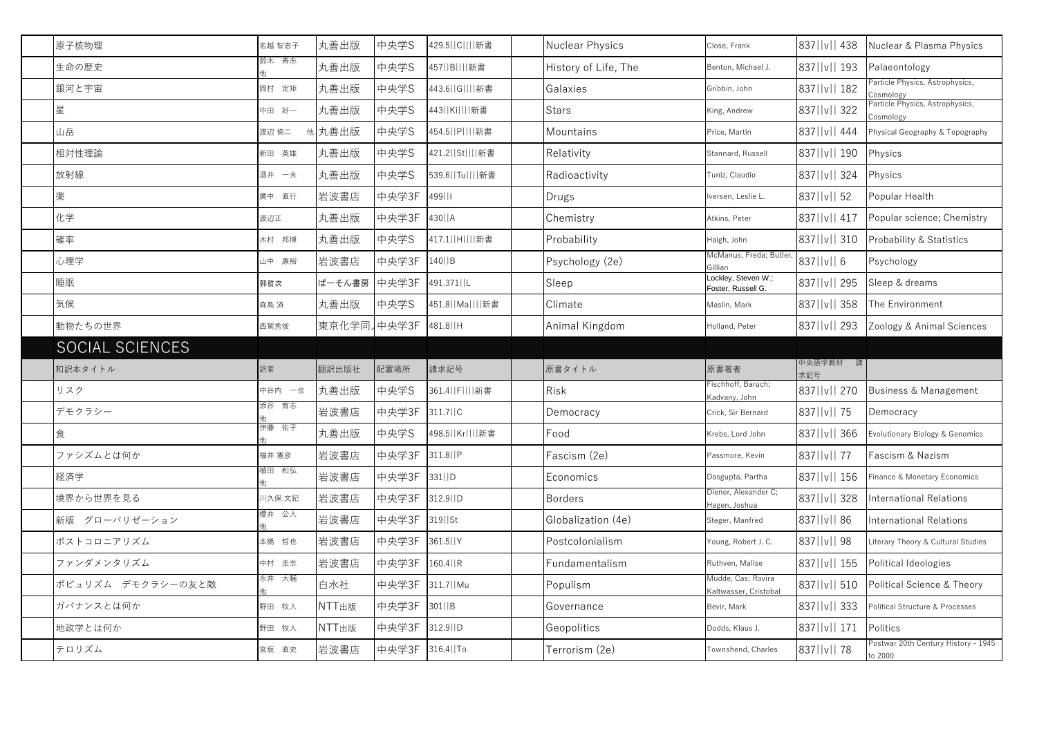| | | | | | | | | | | |
|---|---|---|---|---|---|---|---|---|---|---|
| | 原子核物理 | 名越 智恵子 | 丸善出版 | 中央学S | 429.5\|\|C\|\|\|\|新書 | | Nuclear Physics | Close, Frank | 837\|\|v\|\| 438 | Nuclear & Plasma Physics |
| | 生命の歴史 | 鈴木 寿志 他 | 丸善出版 | 中央学S | 457\|\|B\|\|\|\|新書 | | History of Life, The | Benton, Michael J. | 837\|\|v\|\| 193 | Palaeontology |
| | 銀河と宇宙 | 岡村 定矩 | 丸善出版 | 中央学S | 443.6\|\|G\|\|\|\|新書 | | Galaxies | Gribbin, John | 837\|\|v\|\| 182 | Particle Physics, Astrophysics, Cosmology |
| | 星 | 中田 好一 | 丸善出版 | 中央学S | 443\|\|Ki\|\|\|\|新書 | | Stars | King, Andrew | 837\|\|v\|\| 322 | Particle Physics, Astrophysics, Cosmology |
| | 山岳 | 渡辺 悌二 他 | 丸善出版 | 中央学S | 454.5\|\|P\|\|\|\|新書 | | Mountains | Price, Martin | 837\|\|v\|\| 444 | Physical Geography & Topography |
| | 相対性理論 | 新田 英雄 | 丸善出版 | 中央学S | 421.2\|\|St\|\|\|\|新書 | | Relativity | Stannard, Russell | 837\|\|v\|\| 190 | Physics |
| | 放射線 | 酒井 一夫 | 丸善出版 | 中央学S | 539.6\|\|Tu\|\|\|\|新書 | | Radioactivity | Tuniz, Claudio | 837\|\|v\|\| 324 | Physics |
| | 薬 | 廣中 直行 | 岩波書店 | 中央学3F | 499\|\|I | | Drugs | Iversen, Leslie L. | 837\|\|v\|\| 52 | Popular Health |
| | 化学 | 渡辺正 | 丸善出版 | 中央学3F | 430\|\|A | | Chemistry | Atkins, Peter | 837\|\|v\|\| 417 | Popular science; Chemistry |
| | 確率 | 木村 邦博 | 丸善出版 | 中央学S | 417.1\|\|H\|\|\|\|新書 | | Probability | Haigh, John | 837\|\|v\|\| 310 | Probability & Statistics |
| | 心理学 | 山中 康裕 | 岩波書店 | 中央学3F | 140\|\|B | | Psychology (2e) | McManus, Freda; Butler, Gillian | 837\|\|v\|\| 6 | Psychology |
| | 睡眠 | 郭哲次 | ぱーそん書房 | 中央学3F | 491.371\|\|L | | Sleep | Lockley, Steven W.; Foster, Russell G. | 837\|\|v\|\| 295 | Sleep & dreams |
| | 気候 | 森島 済 | 丸善出版 | 中央学S | 451.8\|\|Ma\|\|\|\|新書 | | Climate | Maslin, Mark | 837\|\|v\|\| 358 | The Environment |
| | 動物たちの世界 | 西駕秀俊 | 東京化学同人 | 中央学3F | 481.8\|\|H | | Animal Kingdom | Holland, Peter | 837\|\|v\|\| 293 | Zoology & Animal Sciences |
| | **SOCIAL SCIENCES** | | | | | | | | | |
| | 和訳本タイトル | 訳者 | 翻訳出版社 | 配置場所 | 請求記号 | | 原書タイトル | 原書著者 | 中央語学教材 請求記号 | |
| | リスク | 中谷内 一也 | 丸善出版 | 中央学S | 361.4\|\|F\|\|\|\|新書 | | Risk | Fischhoff, Baruch; Kadvany, John | 837\|\|v\|\| 270 | Business & Management |
| | デモクラシー | 添谷 育志 他 | 岩波書店 | 中央学3F | 311.7\|\|C | | Democracy | Crick, Sir Bernard | 837\|\|v\|\| 75 | Democracy |
| | 食 | 伊藤 佑子 他 | 丸善出版 | 中央学S | 498.5\|\|Kr\|\|\|\|新書 | | Food | Krebs, Lord John | 837\|\|v\|\| 366 | Evolutionary Biology & Genomics |
| | ファシズムとは何か | 福井 憲彦 | 岩波書店 | 中央学3F | 311.8\|\|P | | Fascism (2e) | Passmore, Kevin | 837\|\|v\|\| 77 | Fascism & Nazism |
| | 経済学 | 植田 和弘 他 | 岩波書店 | 中央学3F | 331\|\|D | | Economics | Dasgupta, Partha | 837\|\|v\|\| 156 | Finance & Monetary Economics |
| | 境界から世界を見る | 川久保 文紀 | 岩波書店 | 中央学3F | 312.9\|\|D | | Borders | Diener, Alexander C; Hagen, Joshua | 837\|\|v\|\| 328 | International Relations |
| | 新版 グローバリゼーション | 櫻井 公人 他 | 岩波書店 | 中央学3F | 319\|\|St | | Globalization (4e) | Steger, Manfred | 837\|\|v\|\| 86 | International Relations |
| | ポストコロニアリズム | 本橋 哲也 | 岩波書店 | 中央学3F | 361.5\|\|Y | | Postcolonialism | Young, Robert J. C. | 837\|\|v\|\| 98 | Literary Theory & Cultural Studies |
| | ファンダメンタリズム | 中村 圭志 | 岩波書店 | 中央学3F | 160.4\|\|R | | Fundamentalism | Ruthven, Malise | 837\|\|v\|\| 155 | Political Ideologies |
| | ポピュリズム デモクラシーの友と敵 | 永井 大輔 他 | 白水社 | 中央学3F | 311.7\|\|Mu | | Populism | Mudde, Cas; Rovira Kaltwasser, Cristobal | 837\|\|v\|\| 510 | Political Science & Theory |
| | ガバナンスとは何か | 野田 牧人 | NTT出版 | 中央学3F | 301\|\|B | | Governance | Bevir, Mark | 837\|\|v\|\| 333 | Political Structure & Processes |
| | 地政学とは何か | 野田 牧人 | NTT出版 | 中央学3F | 312.9\|\|D | | Geopolitics | Dodds, Klaus J. | 837\|\|v\|\| 171 | Politics |
| | テロリズム | 宮坂 直史 | 岩波書店 | 中央学3F | 316.4\|\|To | | Terrorism (2e) | Townshend, Charles | 837\|\|v\|\| 78 | Postwar 20th Century History - 1945 to 2000 |